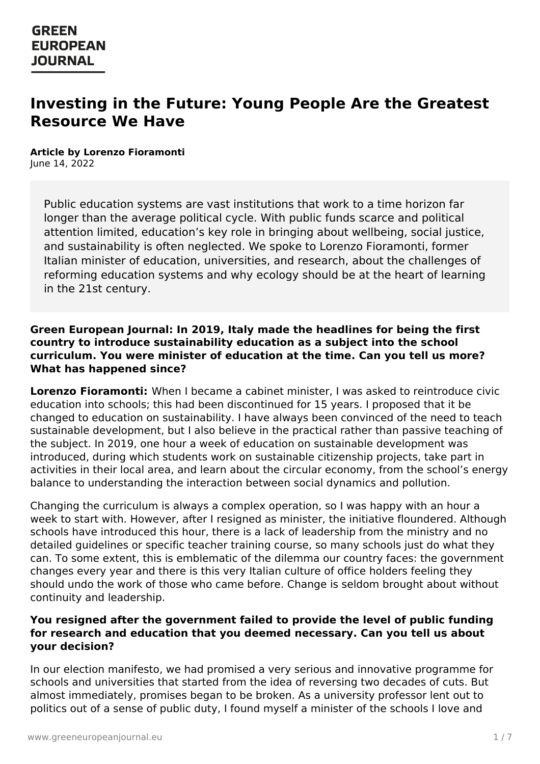# Investing in the Future: Young People Are the Greatest Resource We Have

**Article by Lorenzo Fioramonti**
June 14, 2022

Public education systems are vast institutions that work to a time horizon far longer than the average political cycle. With public funds scarce and political attention limited, education's key role in bringing about wellbeing, social justice, and sustainability is often neglected. We spoke to Lorenzo Fioramonti, former Italian minister of education, universities, and research, about the challenges of reforming education systems and why ecology should be at the heart of learning in the 21st century.

**Green European Journal: In 2019, Italy made the headlines for being the first country to introduce sustainability education as a subject into the school curriculum. You were minister of education at the time. Can you tell us more? What has happened since?**

**Lorenzo Fioramonti:** When I became a cabinet minister, I was asked to reintroduce civic education into schools; this had been discontinued for 15 years. I proposed that it be changed to education on sustainability. I have always been convinced of the need to teach sustainable development, but I also believe in the practical rather than passive teaching of the subject. In 2019, one hour a week of education on sustainable development was introduced, during which students work on sustainable citizenship projects, take part in activities in their local area, and learn about the circular economy, from the school's energy balance to understanding the interaction between social dynamics and pollution.

Changing the curriculum is always a complex operation, so I was happy with an hour a week to start with. However, after I resigned as minister, the initiative floundered. Although schools have introduced this hour, there is a lack of leadership from the ministry and no detailed guidelines or specific teacher training course, so many schools just do what they can. To some extent, this is emblematic of the dilemma our country faces: the government changes every year and there is this very Italian culture of office holders feeling they should undo the work of those who came before. Change is seldom brought about without continuity and leadership.

**You resigned after the government failed to provide the level of public funding for research and education that you deemed necessary. Can you tell us about your decision?**

In our election manifesto, we had promised a very serious and innovative programme for schools and universities that started from the idea of reversing two decades of cuts. But almost immediately, promises began to be broken. As a university professor lent out to politics out of a sense of public duty, I found myself a minister of the schools I love and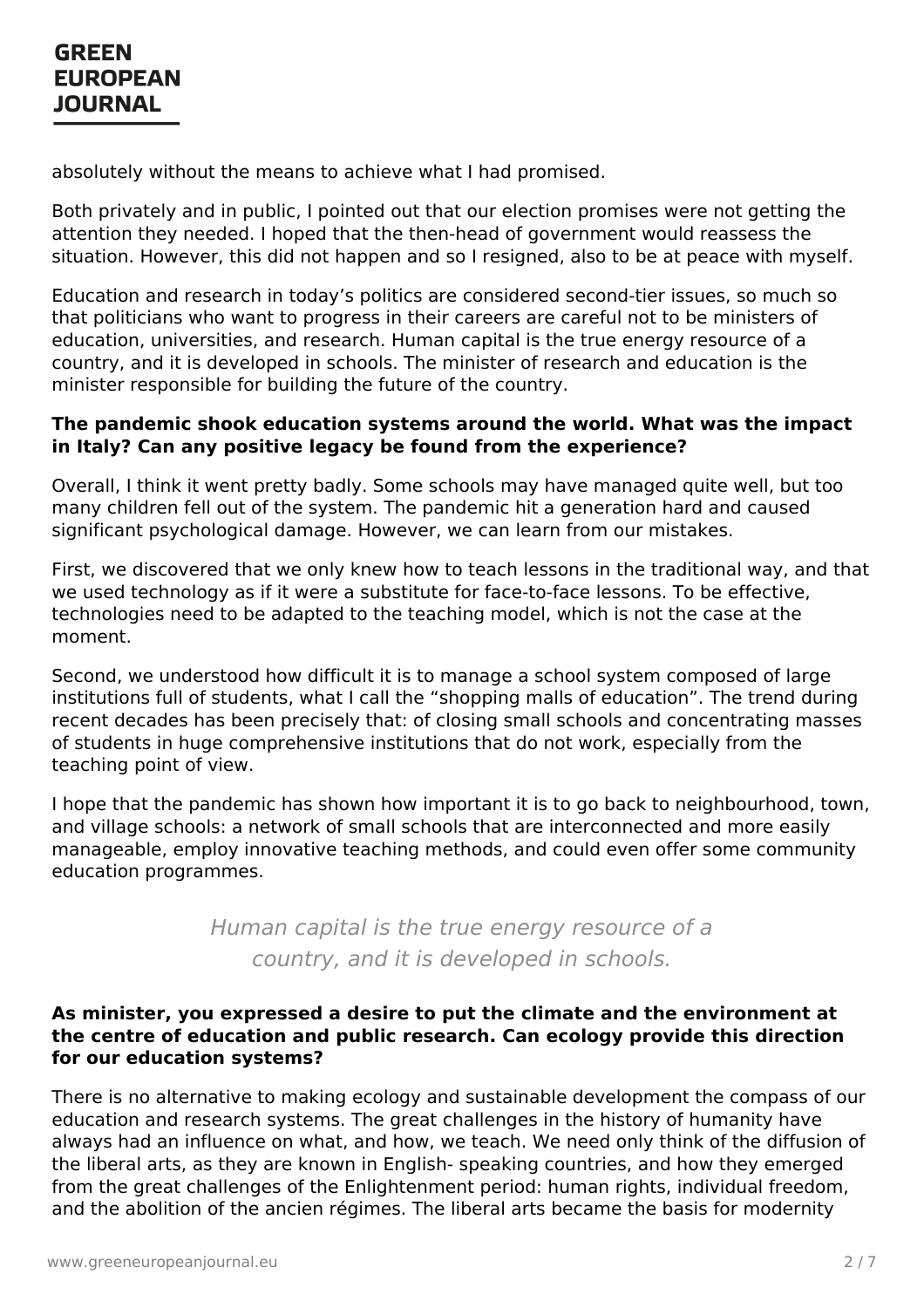absolutely without the means to achieve what I had promised.

Both privately and in public, I pointed out that our election promises were not getting the attention they needed. I hoped that the then-head of government would reassess the situation. However, this did not happen and so I resigned, also to be at peace with myself.

Education and research in today's politics are considered second-tier issues, so much so that politicians who want to progress in their careers are careful not to be ministers of education, universities, and research. Human capital is the true energy resource of a country, and it is developed in schools. The minister of research and education is the minister responsible for building the future of the country.

**The pandemic shook education systems around the world. What was the impact in Italy? Can any positive legacy be found from the experience?**

Overall, I think it went pretty badly. Some schools may have managed quite well, but too many children fell out of the system. The pandemic hit a generation hard and caused significant psychological damage. However, we can learn from our mistakes.

First, we discovered that we only knew how to teach lessons in the traditional way, and that we used technology as if it were a substitute for face-to-face lessons. To be effective, technologies need to be adapted to the teaching model, which is not the case at the moment.

Second, we understood how difficult it is to manage a school system composed of large institutions full of students, what I call the "shopping malls of education". The trend during recent decades has been precisely that: of closing small schools and concentrating masses of students in huge comprehensive institutions that do not work, especially from the teaching point of view.

I hope that the pandemic has shown how important it is to go back to neighbourhood, town, and village schools: a network of small schools that are interconnected and more easily manageable, employ innovative teaching methods, and could even offer some community education programmes.

> *Human capital is the true energy resource of a country, and it is developed in schools.*

**As minister, you expressed a desire to put the climate and the environment at the centre of education and public research. Can ecology provide this direction for our education systems?**

There is no alternative to making ecology and sustainable development the compass of our education and research systems. The great challenges in the history of humanity have always had an influence on what, and how, we teach. We need only think of the diffusion of the liberal arts, as they are known in English- speaking countries, and how they emerged from the great challenges of the Enlightenment period: human rights, individual freedom, and the abolition of the ancien régimes. The liberal arts became the basis for modernity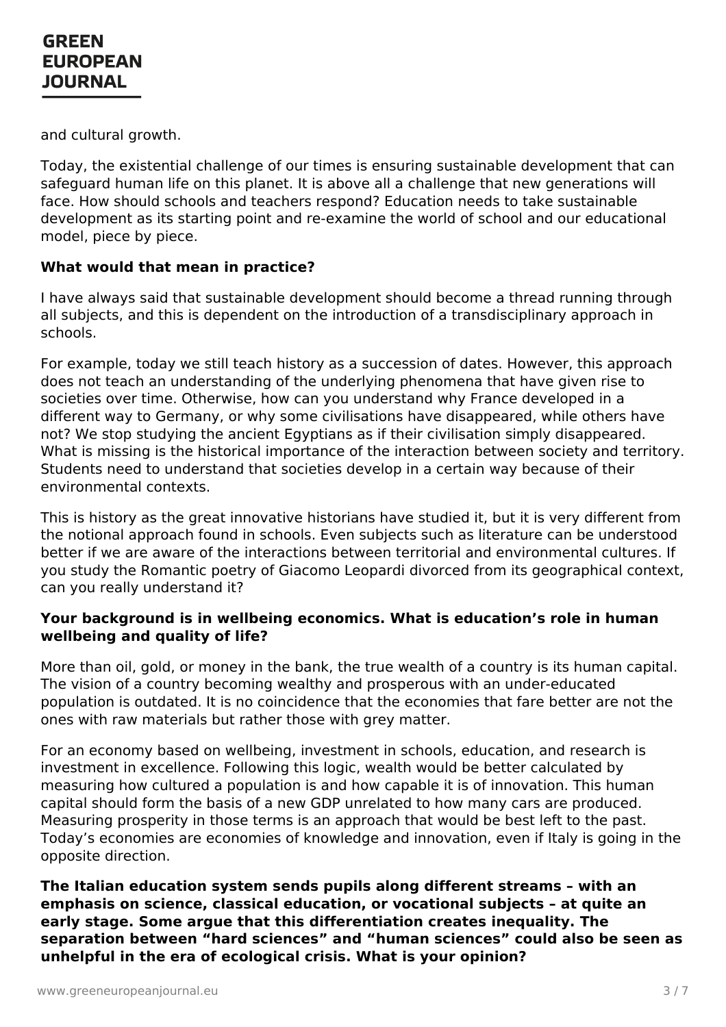and cultural growth.

Today, the existential challenge of our times is ensuring sustainable development that can safeguard human life on this planet. It is above all a challenge that new generations will face. How should schools and teachers respond? Education needs to take sustainable development as its starting point and re-examine the world of school and our educational model, piece by piece.

**What would that mean in practice?**

I have always said that sustainable development should become a thread running through all subjects, and this is dependent on the introduction of a transdisciplinary approach in schools.

For example, today we still teach history as a succession of dates. However, this approach does not teach an understanding of the underlying phenomena that have given rise to societies over time. Otherwise, how can you understand why France developed in a different way to Germany, or why some civilisations have disappeared, while others have not? We stop studying the ancient Egyptians as if their civilisation simply disappeared. What is missing is the historical importance of the interaction between society and territory. Students need to understand that societies develop in a certain way because of their environmental contexts.

This is history as the great innovative historians have studied it, but it is very different from the notional approach found in schools. Even subjects such as literature can be understood better if we are aware of the interactions between territorial and environmental cultures. If you study the Romantic poetry of Giacomo Leopardi divorced from its geographical context, can you really understand it?

**Your background is in wellbeing economics. What is education's role in human wellbeing and quality of life?**

More than oil, gold, or money in the bank, the true wealth of a country is its human capital. The vision of a country becoming wealthy and prosperous with an under-educated population is outdated. It is no coincidence that the economies that fare better are not the ones with raw materials but rather those with grey matter.

For an economy based on wellbeing, investment in schools, education, and research is investment in excellence. Following this logic, wealth would be better calculated by measuring how cultured a population is and how capable it is of innovation. This human capital should form the basis of a new GDP unrelated to how many cars are produced. Measuring prosperity in those terms is an approach that would be best left to the past. Today's economies are economies of knowledge and innovation, even if Italy is going in the opposite direction.

**The Italian education system sends pupils along different streams – with an emphasis on science, classical education, or vocational subjects – at quite an early stage. Some argue that this differentiation creates inequality. The separation between "hard sciences" and "human sciences" could also be seen as unhelpful in the era of ecological crisis. What is your opinion?**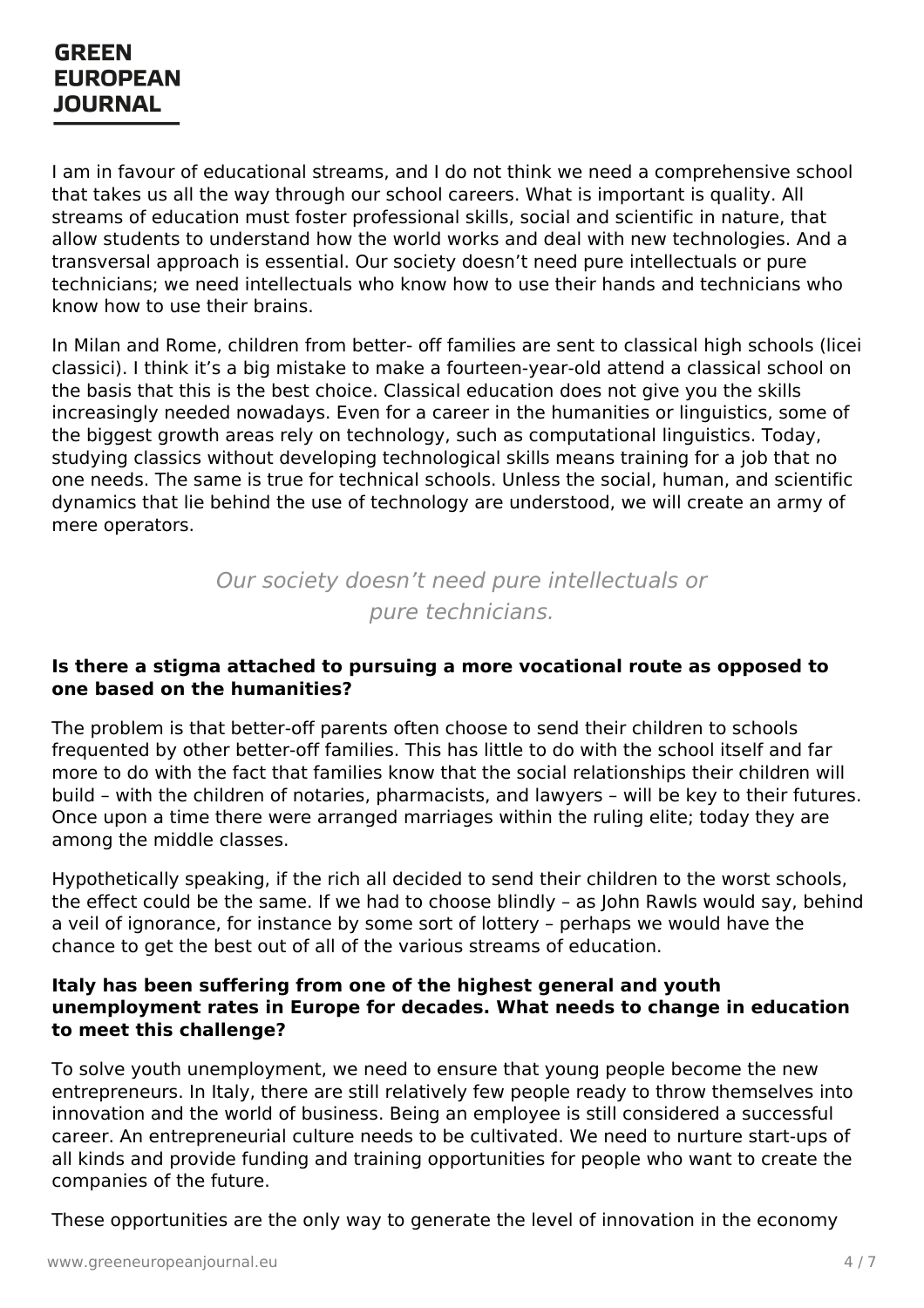I am in favour of educational streams, and I do not think we need a comprehensive school that takes us all the way through our school careers. What is important is quality. All streams of education must foster professional skills, social and scientific in nature, that allow students to understand how the world works and deal with new technologies. And a transversal approach is essential. Our society doesn't need pure intellectuals or pure technicians; we need intellectuals who know how to use their hands and technicians who know how to use their brains.

In Milan and Rome, children from better- off families are sent to classical high schools (licei classici). I think it's a big mistake to make a fourteen-year-old attend a classical school on the basis that this is the best choice. Classical education does not give you the skills increasingly needed nowadays. Even for a career in the humanities or linguistics, some of the biggest growth areas rely on technology, such as computational linguistics. Today, studying classics without developing technological skills means training for a job that no one needs. The same is true for technical schools. Unless the social, human, and scientific dynamics that lie behind the use of technology are understood, we will create an army of mere operators.

*Our society doesn't need pure intellectuals or pure technicians.*

**Is there a stigma attached to pursuing a more vocational route as opposed to one based on the humanities?**

The problem is that better-off parents often choose to send their children to schools frequented by other better-off families. This has little to do with the school itself and far more to do with the fact that families know that the social relationships their children will build – with the children of notaries, pharmacists, and lawyers – will be key to their futures. Once upon a time there were arranged marriages within the ruling elite; today they are among the middle classes.

Hypothetically speaking, if the rich all decided to send their children to the worst schools, the effect could be the same. If we had to choose blindly – as John Rawls would say, behind a veil of ignorance, for instance by some sort of lottery – perhaps we would have the chance to get the best out of all of the various streams of education.

**Italy has been suffering from one of the highest general and youth unemployment rates in Europe for decades. What needs to change in education to meet this challenge?**

To solve youth unemployment, we need to ensure that young people become the new entrepreneurs. In Italy, there are still relatively few people ready to throw themselves into innovation and the world of business. Being an employee is still considered a successful career. An entrepreneurial culture needs to be cultivated. We need to nurture start-ups of all kinds and provide funding and training opportunities for people who want to create the companies of the future.

These opportunities are the only way to generate the level of innovation in the economy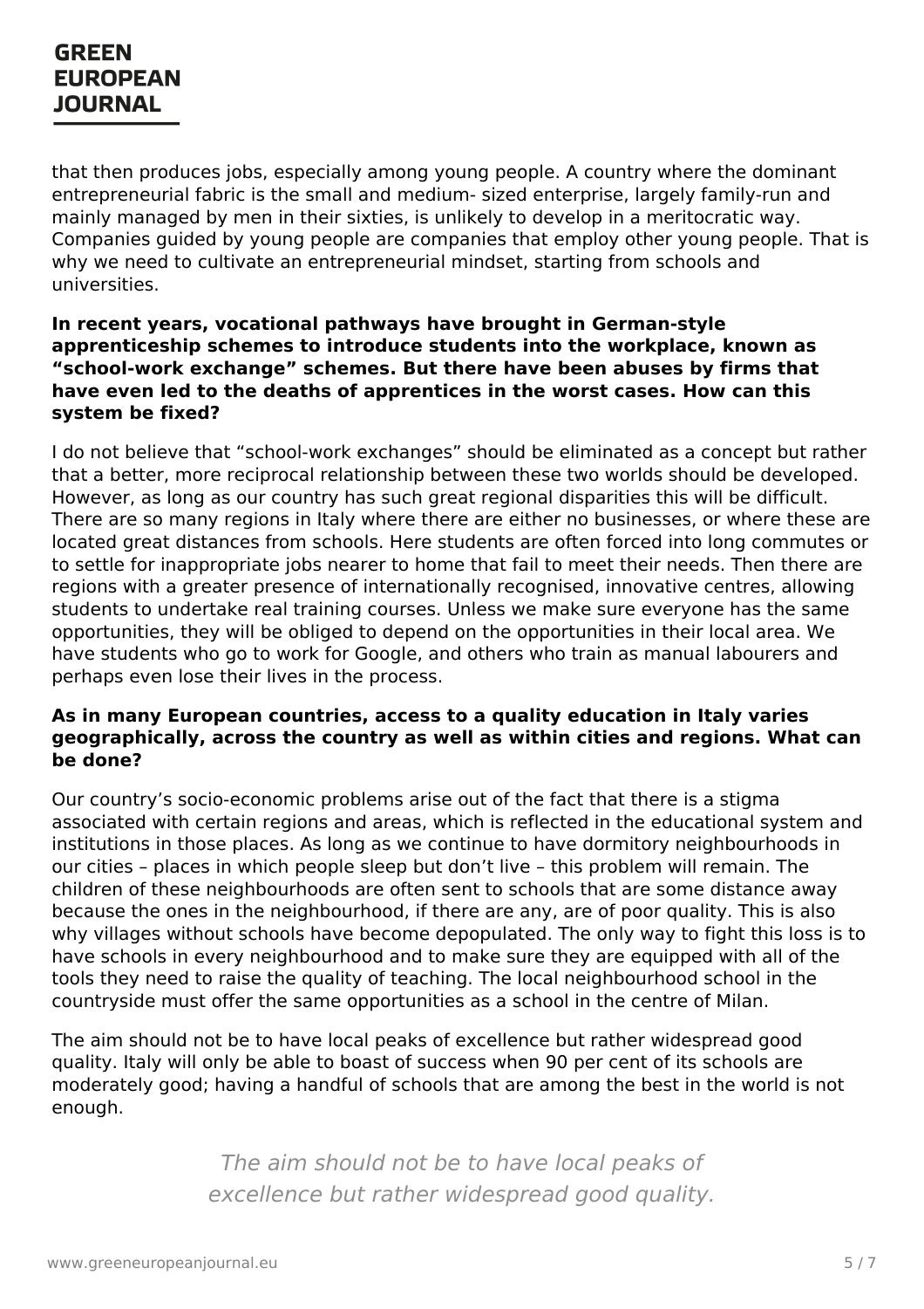that then produces jobs, especially among young people. A country where the dominant entrepreneurial fabric is the small and medium- sized enterprise, largely family-run and mainly managed by men in their sixties, is unlikely to develop in a meritocratic way. Companies guided by young people are companies that employ other young people. That is why we need to cultivate an entrepreneurial mindset, starting from schools and universities.

**In recent years, vocational pathways have brought in German-style apprenticeship schemes to introduce students into the workplace, known as “school-work exchange” schemes. But there have been abuses by firms that have even led to the deaths of apprentices in the worst cases. How can this system be fixed?**

I do not believe that “school-work exchanges” should be eliminated as a concept but rather that a better, more reciprocal relationship between these two worlds should be developed. However, as long as our country has such great regional disparities this will be difficult. There are so many regions in Italy where there are either no businesses, or where these are located great distances from schools. Here students are often forced into long commutes or to settle for inappropriate jobs nearer to home that fail to meet their needs. Then there are regions with a greater presence of internationally recognised, innovative centres, allowing students to undertake real training courses. Unless we make sure everyone has the same opportunities, they will be obliged to depend on the opportunities in their local area. We have students who go to work for Google, and others who train as manual labourers and perhaps even lose their lives in the process.

**As in many European countries, access to a quality education in Italy varies geographically, across the country as well as within cities and regions. What can be done?**

Our country’s socio-economic problems arise out of the fact that there is a stigma associated with certain regions and areas, which is reflected in the educational system and institutions in those places. As long as we continue to have dormitory neighbourhoods in our cities – places in which people sleep but don’t live – this problem will remain. The children of these neighbourhoods are often sent to schools that are some distance away because the ones in the neighbourhood, if there are any, are of poor quality. This is also why villages without schools have become depopulated. The only way to fight this loss is to have schools in every neighbourhood and to make sure they are equipped with all of the tools they need to raise the quality of teaching. The local neighbourhood school in the countryside must offer the same opportunities as a school in the centre of Milan.

The aim should not be to have local peaks of excellence but rather widespread good quality. Italy will only be able to boast of success when 90 per cent of its schools are moderately good; having a handful of schools that are among the best in the world is not enough.

*The aim should not be to have local peaks of excellence but rather widespread good quality.*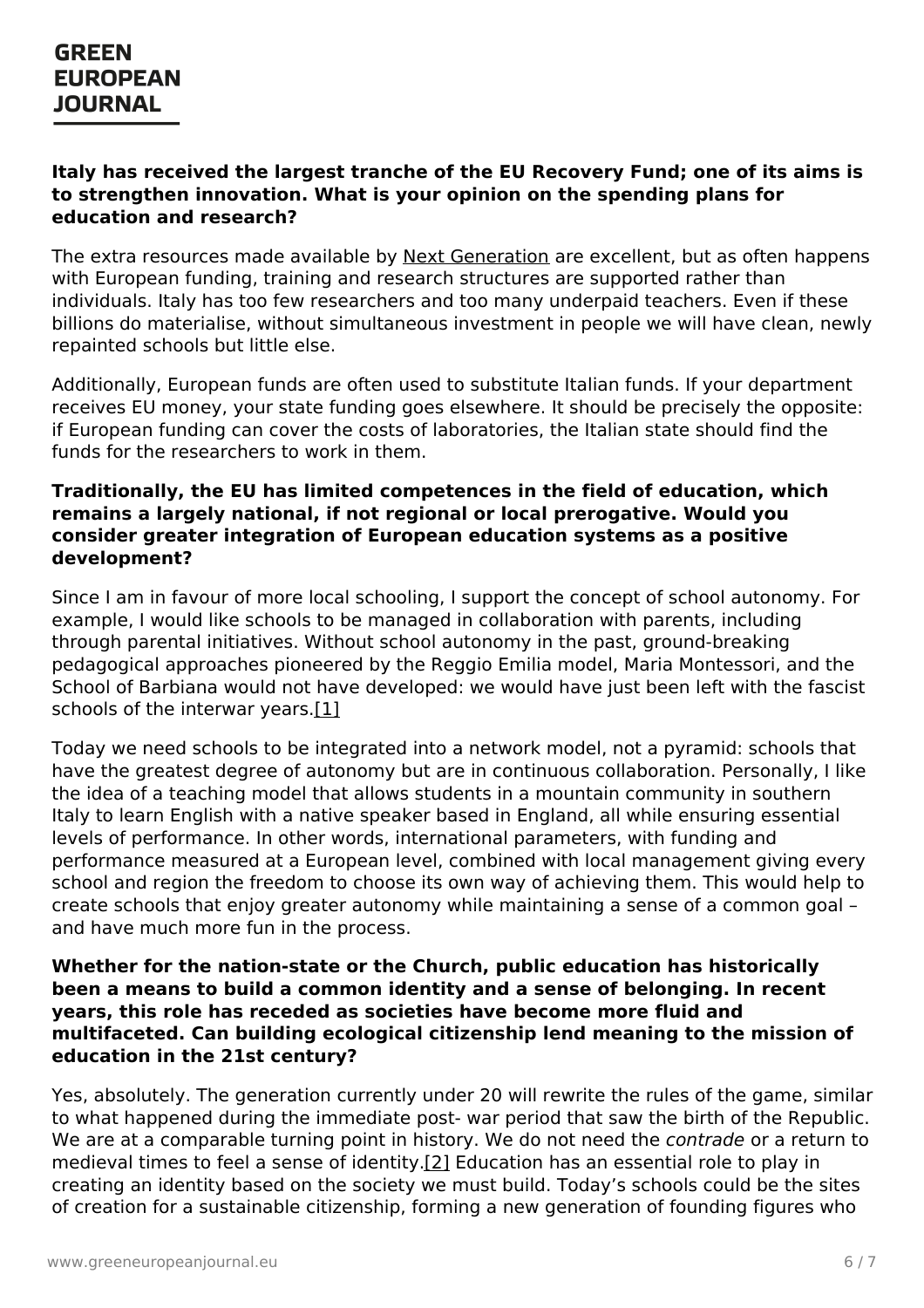**Italy has received the largest tranche of the EU Recovery Fund; one of its aims is to strengthen innovation. What is your opinion on the spending plans for education and research?**

The extra resources made available by Next Generation are excellent, but as often happens with European funding, training and research structures are supported rather than individuals. Italy has too few researchers and too many underpaid teachers. Even if these billions do materialise, without simultaneous investment in people we will have clean, newly repainted schools but little else.

Additionally, European funds are often used to substitute Italian funds. If your department receives EU money, your state funding goes elsewhere. It should be precisely the opposite: if European funding can cover the costs of laboratories, the Italian state should find the funds for the researchers to work in them.

**Traditionally, the EU has limited competences in the field of education, which remains a largely national, if not regional or local prerogative. Would you consider greater integration of European education systems as a positive development?**

Since I am in favour of more local schooling, I support the concept of school autonomy. For example, I would like schools to be managed in collaboration with parents, including through parental initiatives. Without school autonomy in the past, ground-breaking pedagogical approaches pioneered by the Reggio Emilia model, Maria Montessori, and the School of Barbiana would not have developed: we would have just been left with the fascist schools of the interwar years.[1]

Today we need schools to be integrated into a network model, not a pyramid: schools that have the greatest degree of autonomy but are in continuous collaboration. Personally, I like the idea of a teaching model that allows students in a mountain community in southern Italy to learn English with a native speaker based in England, all while ensuring essential levels of performance. In other words, international parameters, with funding and performance measured at a European level, combined with local management giving every school and region the freedom to choose its own way of achieving them. This would help to create schools that enjoy greater autonomy while maintaining a sense of a common goal – and have much more fun in the process.

**Whether for the nation-state or the Church, public education has historically been a means to build a common identity and a sense of belonging. In recent years, this role has receded as societies have become more fluid and multifaceted. Can building ecological citizenship lend meaning to the mission of education in the 21st century?**

Yes, absolutely. The generation currently under 20 will rewrite the rules of the game, similar to what happened during the immediate post- war period that saw the birth of the Republic. We are at a comparable turning point in history. We do not need the *contrade* or a return to medieval times to feel a sense of identity.[2] Education has an essential role to play in creating an identity based on the society we must build. Today's schools could be the sites of creation for a sustainable citizenship, forming a new generation of founding figures who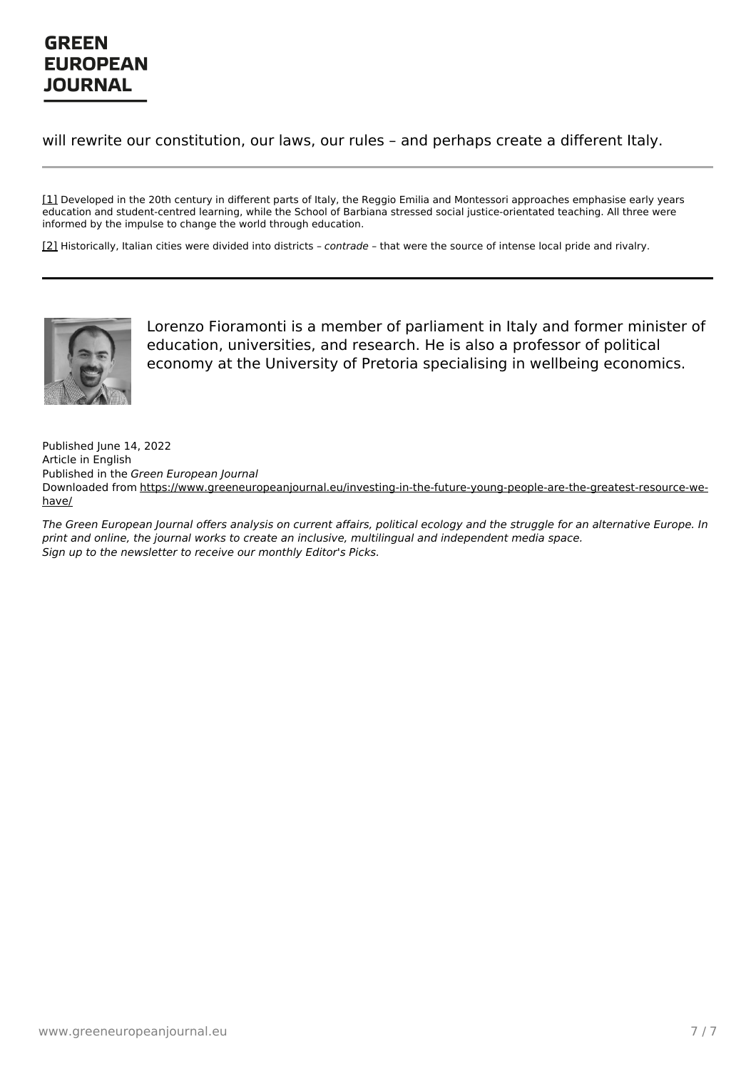will rewrite our constitution, our laws, our rules – and perhaps create a different Italy.

---

[1] Developed in the 20th century in different parts of Italy, the Reggio Emilia and Montessori approaches emphasise early years education and student-centred learning, while the School of Barbiana stressed social justice-orientated teaching. All three were informed by the impulse to change the world through education.

[2] Historically, Italian cities were divided into districts – *contrade* – that were the source of intense local pride and rivalry.

---

Lorenzo Fioramonti is a member of parliament in Italy and former minister of education, universities, and research. He is also a professor of political economy at the University of Pretoria specialising in wellbeing economics.

Published June 14, 2022
Article in English
Published in the *Green European Journal*
Downloaded from https://www.greeneuropeanjournal.eu/investing-in-the-future-young-people-are-the-greatest-resource-we-have/

*The Green European Journal offers analysis on current affairs, political ecology and the struggle for an alternative Europe. In print and online, the journal works to create an inclusive, multilingual and independent media space.*
*Sign up to the newsletter to receive our monthly Editor's Picks.*